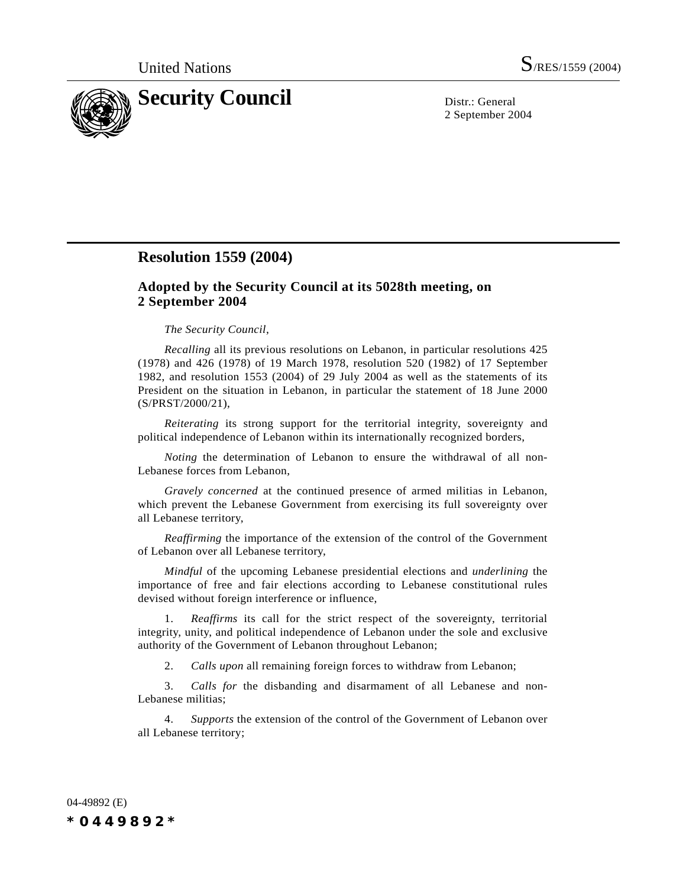United Nations S/RES/1559 (2004)

# Security Council

Distr.: General
2 September 2004

## Resolution 1559 (2004)

### Adopted by the Security Council at its 5028th meeting, on 2 September 2004

*The Security Council*,

*Recalling* all its previous resolutions on Lebanon, in particular resolutions 425 (1978) and 426 (1978) of 19 March 1978, resolution 520 (1982) of 17 September 1982, and resolution 1553 (2004) of 29 July 2004 as well as the statements of its President on the situation in Lebanon, in particular the statement of 18 June 2000 (S/PRST/2000/21),

*Reiterating* its strong support for the territorial integrity, sovereignty and political independence of Lebanon within its internationally recognized borders,

*Noting* the determination of Lebanon to ensure the withdrawal of all non-Lebanese forces from Lebanon,

*Gravely concerned* at the continued presence of armed militias in Lebanon, which prevent the Lebanese Government from exercising its full sovereignty over all Lebanese territory,

*Reaffirming* the importance of the extension of the control of the Government of Lebanon over all Lebanese territory,

*Mindful* of the upcoming Lebanese presidential elections and *underlining* the importance of free and fair elections according to Lebanese constitutional rules devised without foreign interference or influence,

1. *Reaffirms* its call for the strict respect of the sovereignty, territorial integrity, unity, and political independence of Lebanon under the sole and exclusive authority of the Government of Lebanon throughout Lebanon;

2. *Calls upon* all remaining foreign forces to withdraw from Lebanon;

3. *Calls for* the disbanding and disarmament of all Lebanese and non-Lebanese militias;

4. *Supports* the extension of the control of the Government of Lebanon over all Lebanese territory;

04-49892 (E)

*0449892*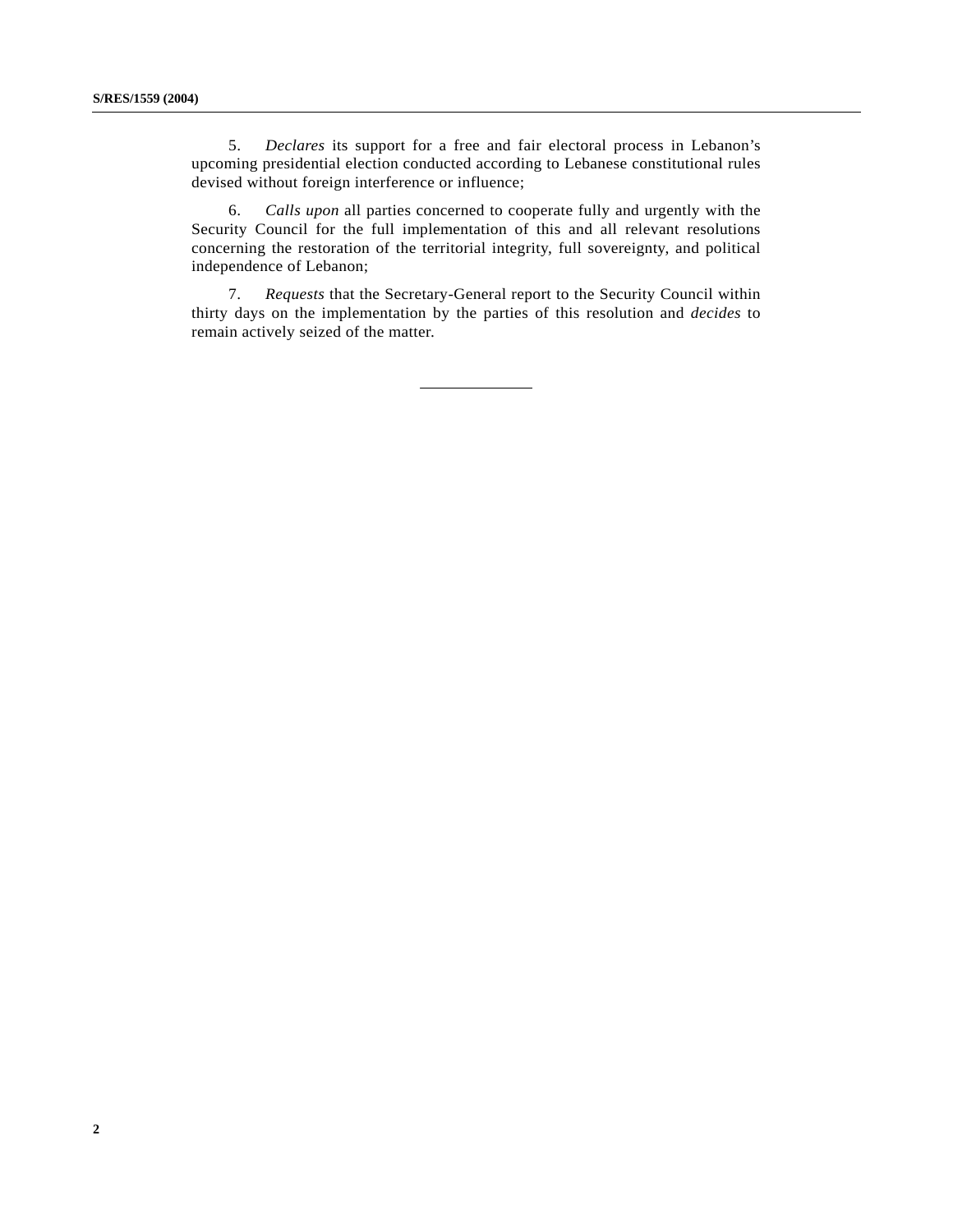5. *Declares* its support for a free and fair electoral process in Lebanon's upcoming presidential election conducted according to Lebanese constitutional rules devised without foreign interference or influence;

6. *Calls upon* all parties concerned to cooperate fully and urgently with the Security Council for the full implementation of this and all relevant resolutions concerning the restoration of the territorial integrity, full sovereignty, and political independence of Lebanon;

7. *Requests* that the Secretary-General report to the Security Council within thirty days on the implementation by the parties of this resolution and *decides* to remain actively seized of the matter.